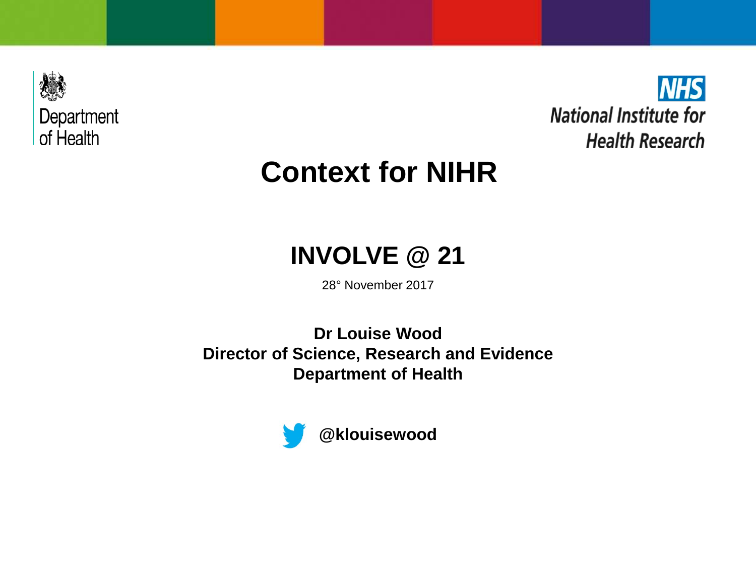Department of Health

NHS National Institute for Health Research

# Context for NIHR

## INVOLVE @ 21

28° November 2017

**Dr Louise Wood**
**Director of Science, Research and Evidence**
**Department of Health**

**@klouisewood**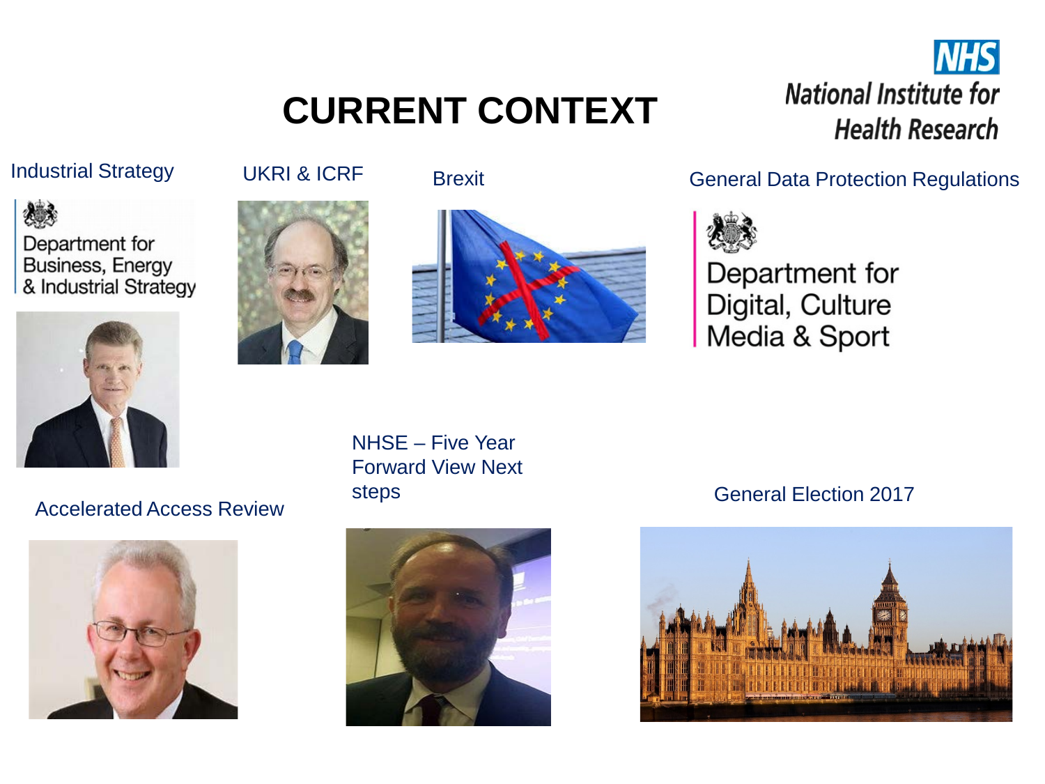# CURRENT CONTEXT

National Institute for Health Research

Industrial Strategy

Department for Business, Energy & Industrial Strategy

UKRI & ICRF

Brexit

General Data Protection Regulations

Department for Digital, Culture Media & Sport

Accelerated Access Review

NHSE – Five Year Forward View Next steps

General Election 2017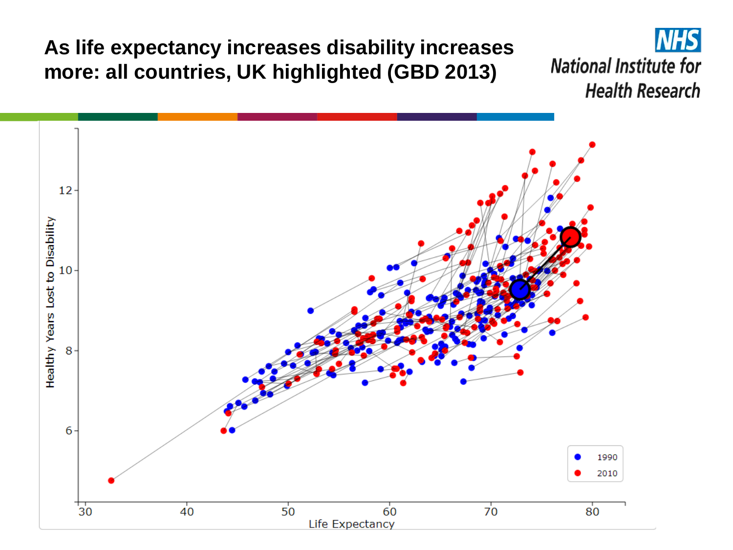# As life expectancy increases disability increases more: all countries, UK highlighted (GBD 2013)

NHS
National Institute for Health Research

Healthy Years Lost to Disability

Life Expectancy

1990

2010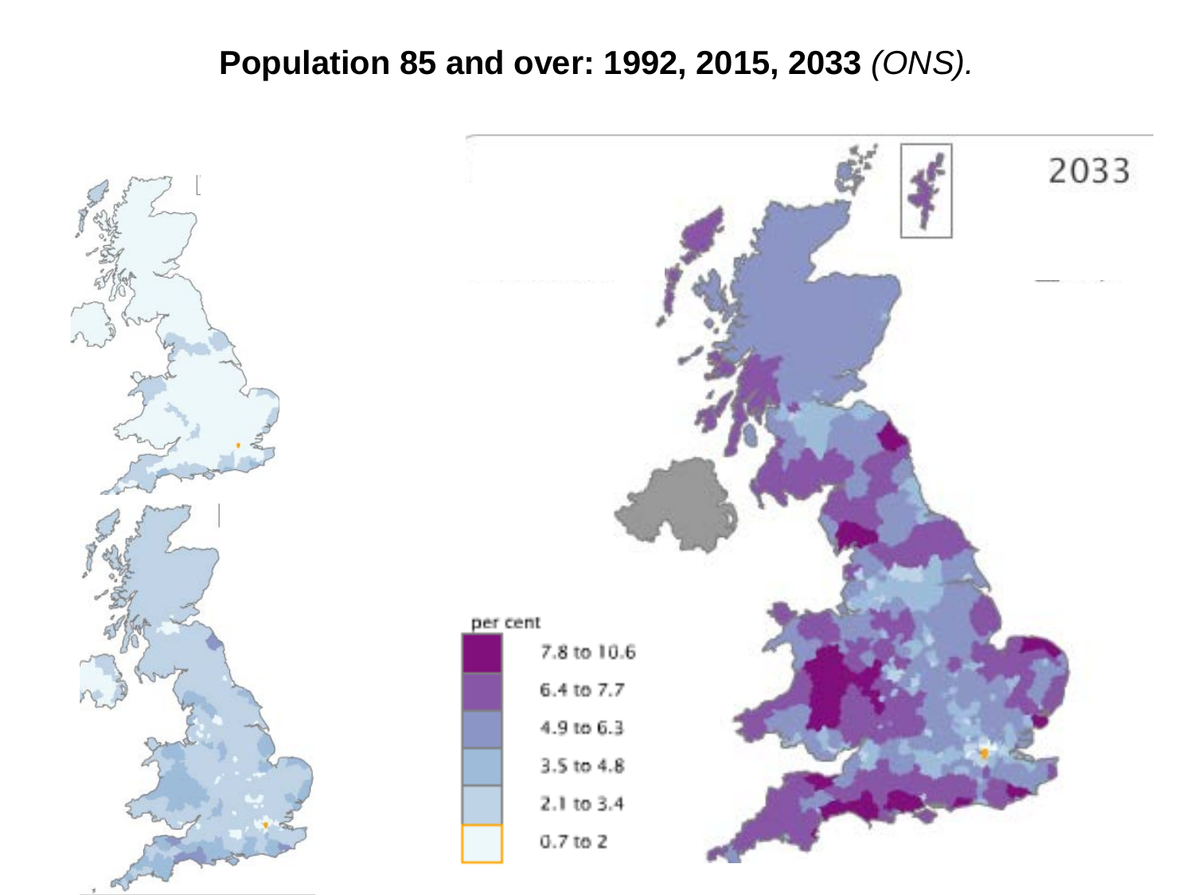**Population 85 and over: 1992, 2015, 2033** *(ONS).*

2033

per cent

- 7.8 to 10.6
- 6.4 to 7.7
- 4.9 to 6.3
- 3.5 to 4.8
- 2.1 to 3.4
- 0.7 to 2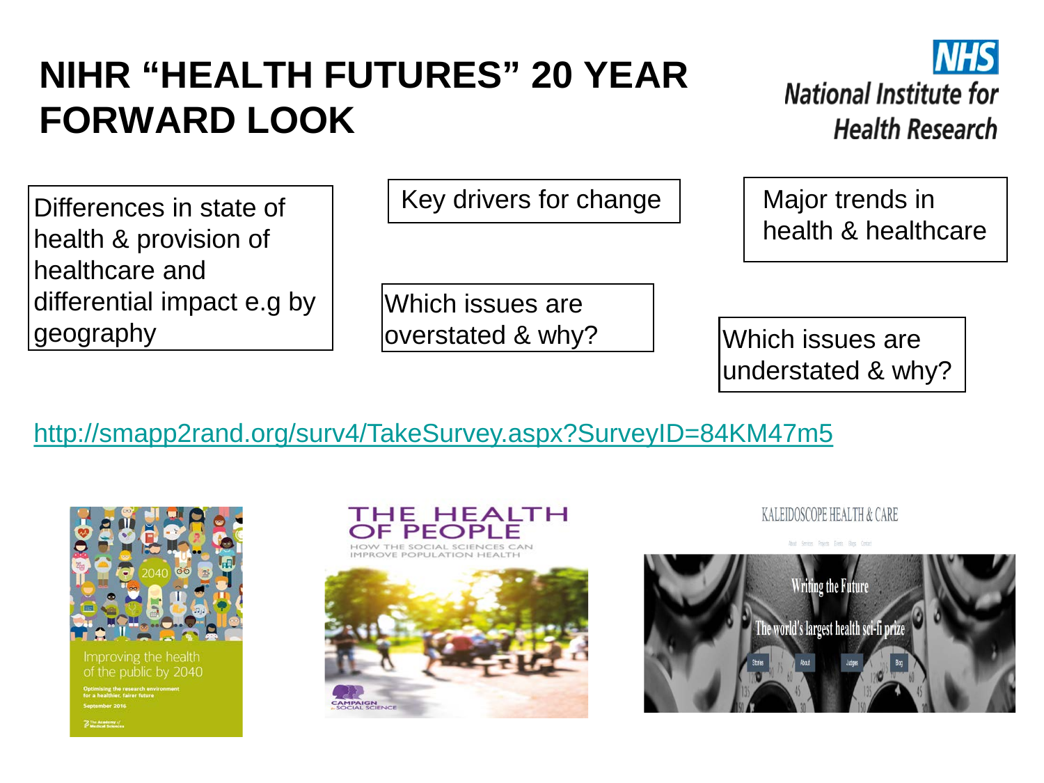# NIHR "HEALTH FUTURES" 20 YEAR FORWARD LOOK

National Institute for Health Research

- Differences in state of health & provision of healthcare and differential impact e.g by geography
- Key drivers for change
- Major trends in health & healthcare
- Which issues are overstated & why?
- Which issues are understated & why?

http://smapp2rand.org/surv4/TakeSurvey.aspx?SurveyID=84KM47m5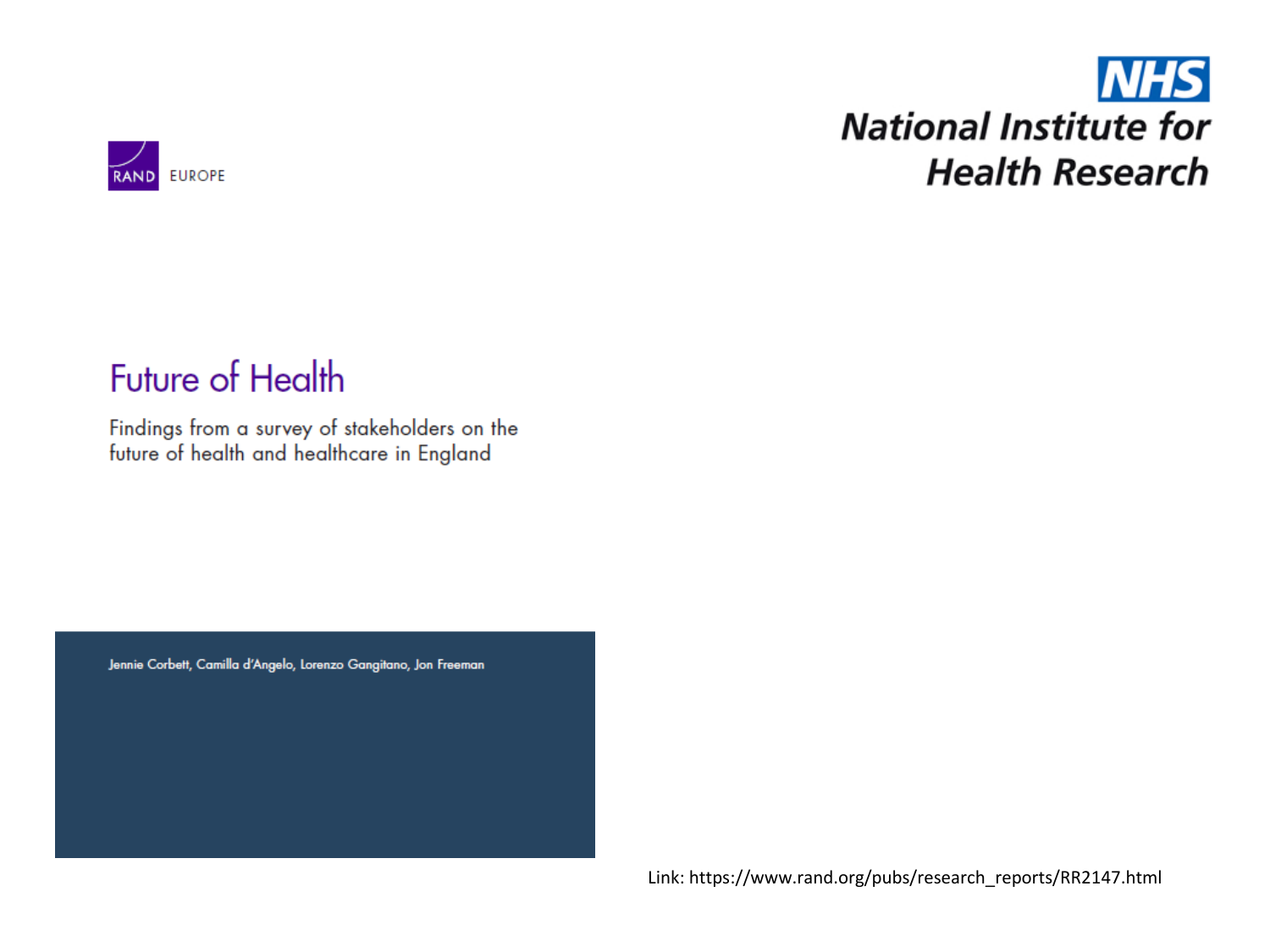RAND EUROPE

NHS
National Institute for Health Research

# Future of Health

Findings from a survey of stakeholders on the future of health and healthcare in England

Jennie Corbett, Camilla d'Angelo, Lorenzo Gangitano, Jon Freeman

Link: https://www.rand.org/pubs/research_reports/RR2147.html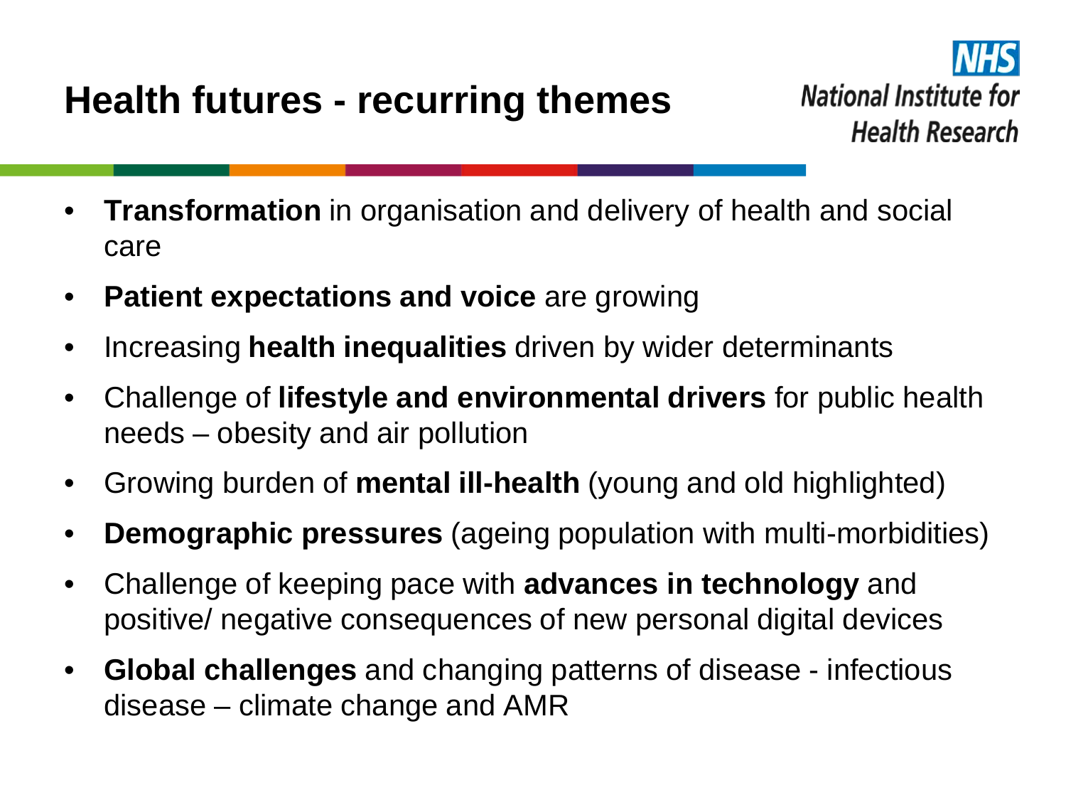# Health futures - recurring themes

National Institute for Health Research

- **Transformation** in organisation and delivery of health and social care
- **Patient expectations and voice** are growing
- Increasing **health inequalities** driven by wider determinants
- Challenge of **lifestyle and environmental drivers** for public health needs – obesity and air pollution
- Growing burden of **mental ill-health** (young and old highlighted)
- **Demographic pressures** (ageing population with multi-morbidities)
- Challenge of keeping pace with **advances in technology** and positive/ negative consequences of new personal digital devices
- **Global challenges** and changing patterns of disease - infectious disease – climate change and AMR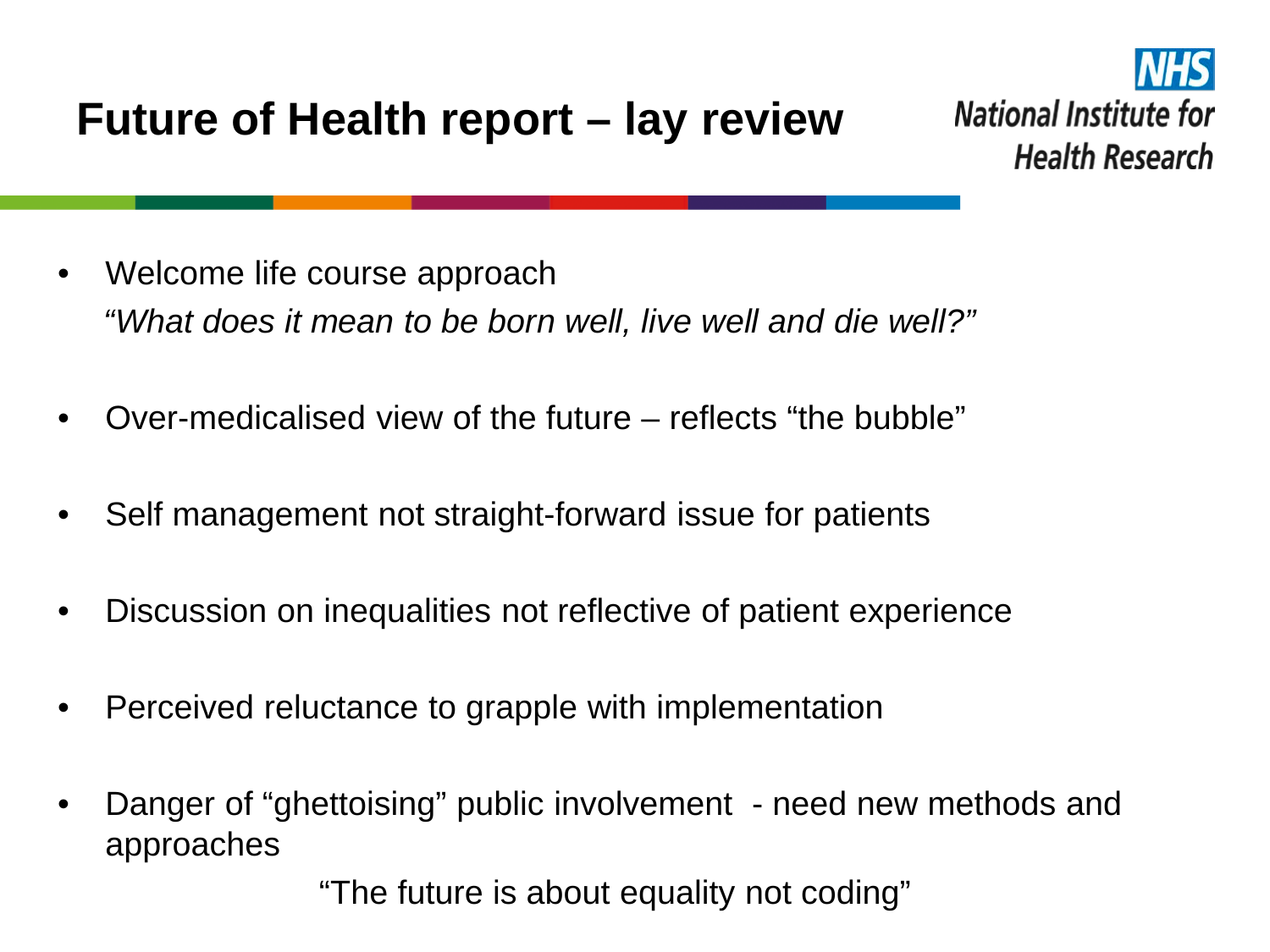# Future of Health report – lay review

National Institute for Health Research

- Welcome life course approach
  *"What does it mean to be born well, live well and die well?"*
- Over-medicalised view of the future – reflects "the bubble"
- Self management not straight-forward issue for patients
- Discussion on inequalities not reflective of patient experience
- Perceived reluctance to grapple with implementation
- Danger of "ghettoising" public involvement - need new methods and approaches

"The future is about equality not coding"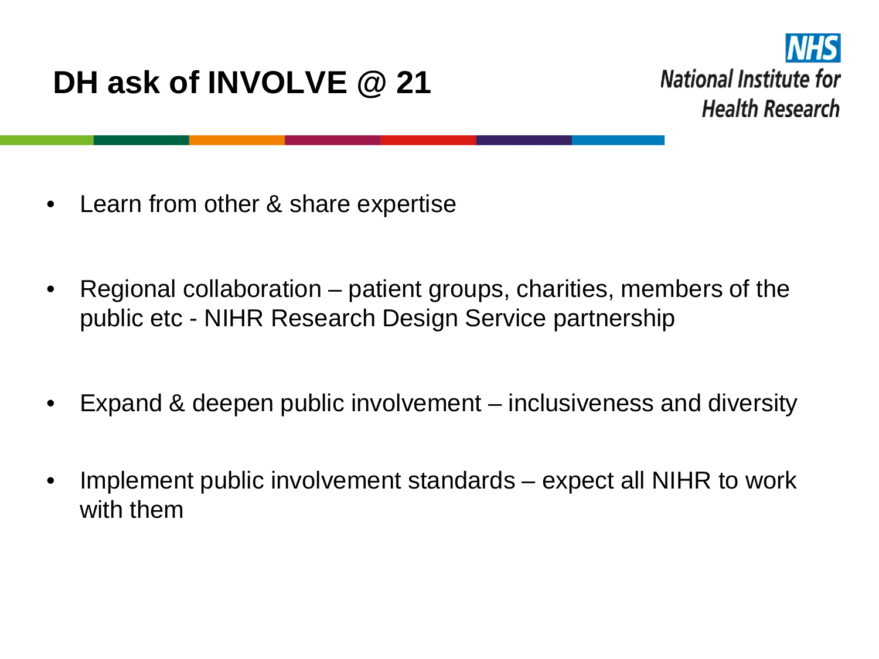# DH ask of INVOLVE @ 21

NHS
National Institute for Health Research

- Learn from other & share expertise
- Regional collaboration – patient groups, charities, members of the public etc - NIHR Research Design Service partnership
- Expand & deepen public involvement – inclusiveness and diversity
- Implement public involvement standards – expect all NIHR to work with them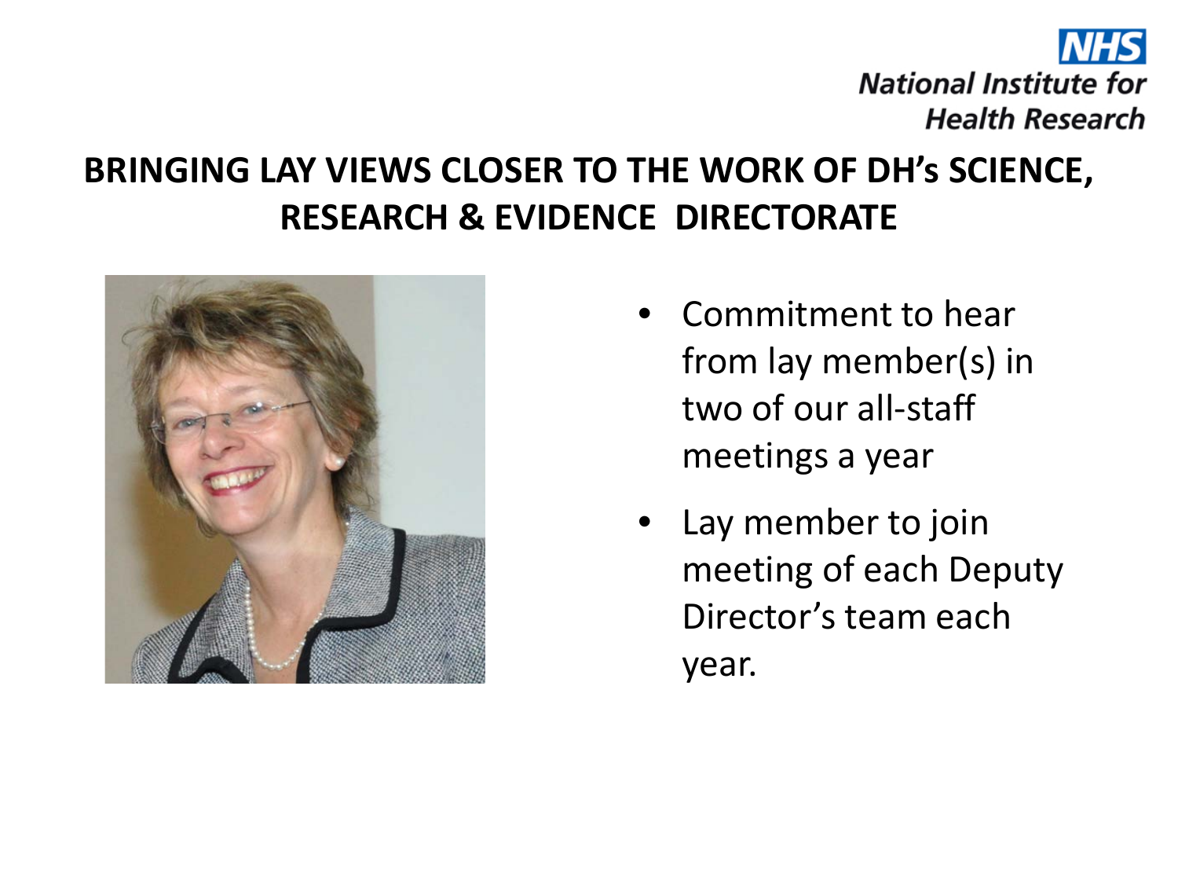NHS National Institute for Health Research

# BRINGING LAY VIEWS CLOSER TO THE WORK OF DH's SCIENCE, RESEARCH & EVIDENCE DIRECTORATE

- Commitment to hear from lay member(s) in two of our all-staff meetings a year
- Lay member to join meeting of each Deputy Director's team each year.